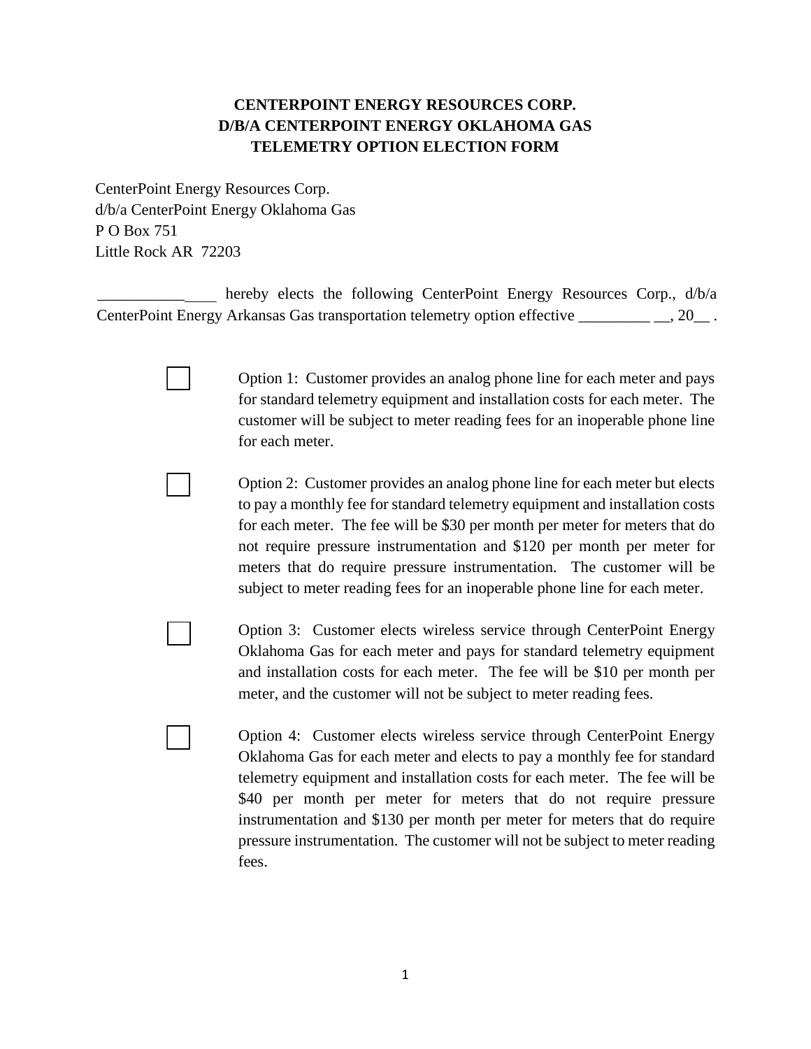**CENTERPOINT ENERGY RESOURCES CORP.**
**D/B/A CENTERPOINT ENERGY OKLAHOMA GAS**
**TELEMETRY OPTION ELECTION FORM**

CenterPoint Energy Resources Corp.
d/b/a CenterPoint Energy Oklahoma Gas
P O Box 751
Little Rock AR 72203

_______________ hereby elects the following CenterPoint Energy Resources Corp., d/b/a CenterPoint Energy Arkansas Gas transportation telemetry option effective _________ __, 20__ .

☐ Option 1: Customer provides an analog phone line for each meter and pays for standard telemetry equipment and installation costs for each meter. The customer will be subject to meter reading fees for an inoperable phone line for each meter.

☐ Option 2: Customer provides an analog phone line for each meter but elects to pay a monthly fee for standard telemetry equipment and installation costs for each meter. The fee will be $30 per month per meter for meters that do not require pressure instrumentation and $120 per month per meter for meters that do require pressure instrumentation. The customer will be subject to meter reading fees for an inoperable phone line for each meter.

☐ Option 3: Customer elects wireless service through CenterPoint Energy Oklahoma Gas for each meter and pays for standard telemetry equipment and installation costs for each meter. The fee will be $10 per month per meter, and the customer will not be subject to meter reading fees.

☐ Option 4: Customer elects wireless service through CenterPoint Energy Oklahoma Gas for each meter and elects to pay a monthly fee for standard telemetry equipment and installation costs for each meter. The fee will be $40 per month per meter for meters that do not require pressure instrumentation and $130 per month per meter for meters that do require pressure instrumentation. The customer will not be subject to meter reading fees.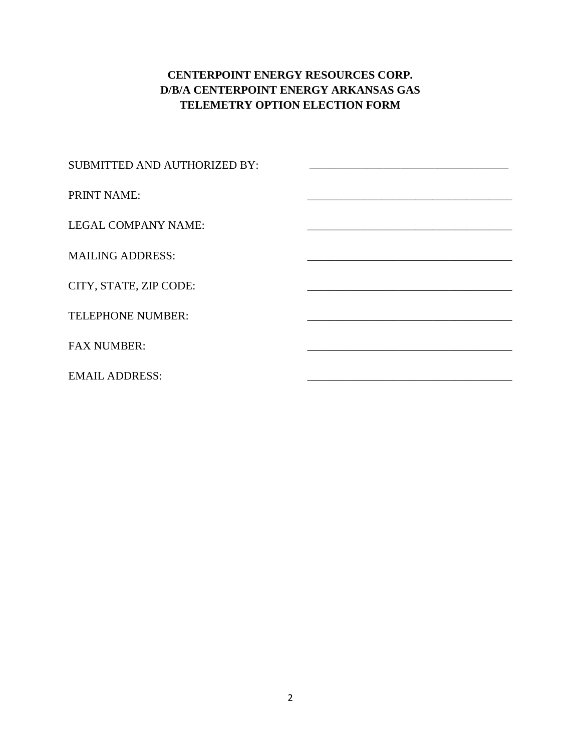**CENTERPOINT ENERGY RESOURCES CORP.**
**D/B/A CENTERPOINT ENERGY ARKANSAS GAS**
**TELEMETRY OPTION ELECTION FORM**

SUBMITTED AND AUTHORIZED BY: ___________________________________

PRINT NAME: ___________________________________

LEGAL COMPANY NAME: ___________________________________

MAILING ADDRESS: ___________________________________

CITY, STATE, ZIP CODE: ___________________________________

TELEPHONE NUMBER: ___________________________________

FAX NUMBER: ___________________________________

EMAIL ADDRESS: ___________________________________